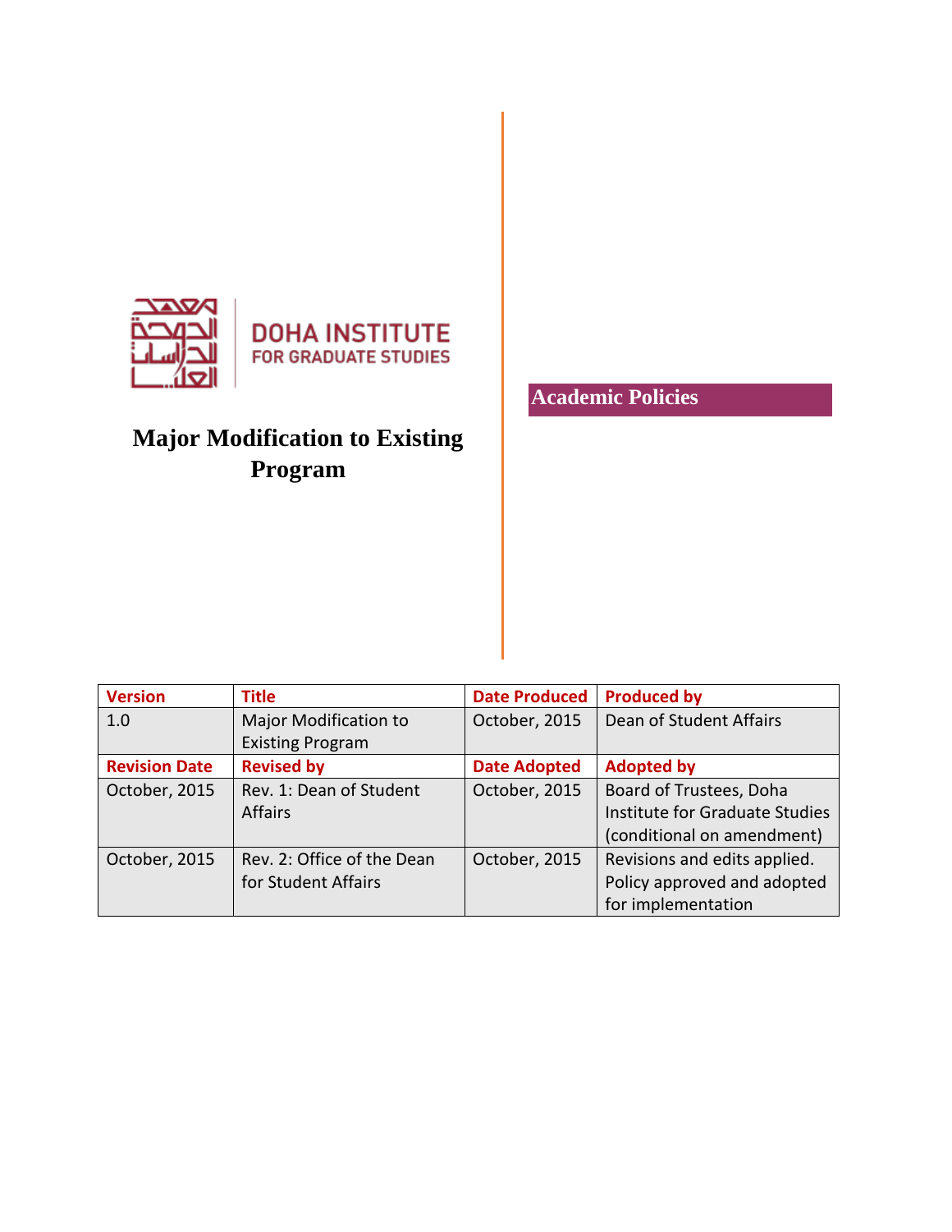DOHA INSTITUTE FOR GRADUATE STUDIES

# Major Modification to Existing Program

## Academic Policies

| Version | Title | Date Produced | Produced by |
|---|---|---|---|
| 1.0 | Major Modification to Existing Program | October, 2015 | Dean of Student Affairs |
| **Revision Date** | **Revised by** | **Date Adopted** | **Adopted by** |
| October, 2015 | Rev. 1: Dean of Student Affairs | October, 2015 | Board of Trustees, Doha Institute for Graduate Studies (conditional on amendment) |
| October, 2015 | Rev. 2: Office of the Dean for Student Affairs | October, 2015 | Revisions and edits applied. Policy approved and adopted for implementation |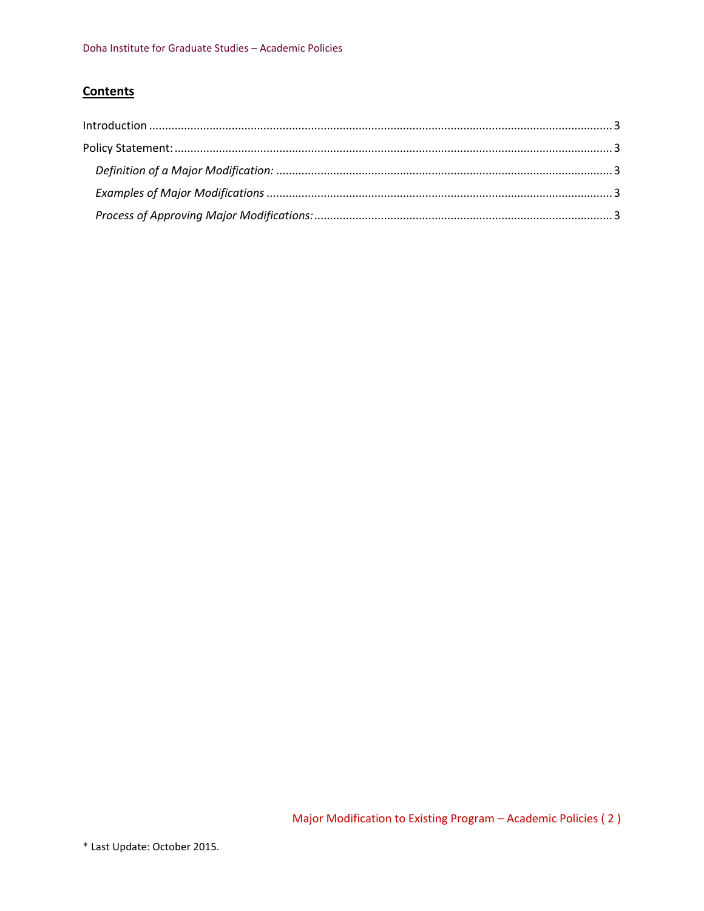## Contents

Introduction ........................................................................................................................................ 3

Policy Statement: ................................................................................................................................ 3

*Definition of a Major Modification:* ................................................................................................ 3

*Examples of Major Modifications* ................................................................................................... 3

*Process of Approving Major Modifications:* .................................................................................... 3

* Last Update: October 2015.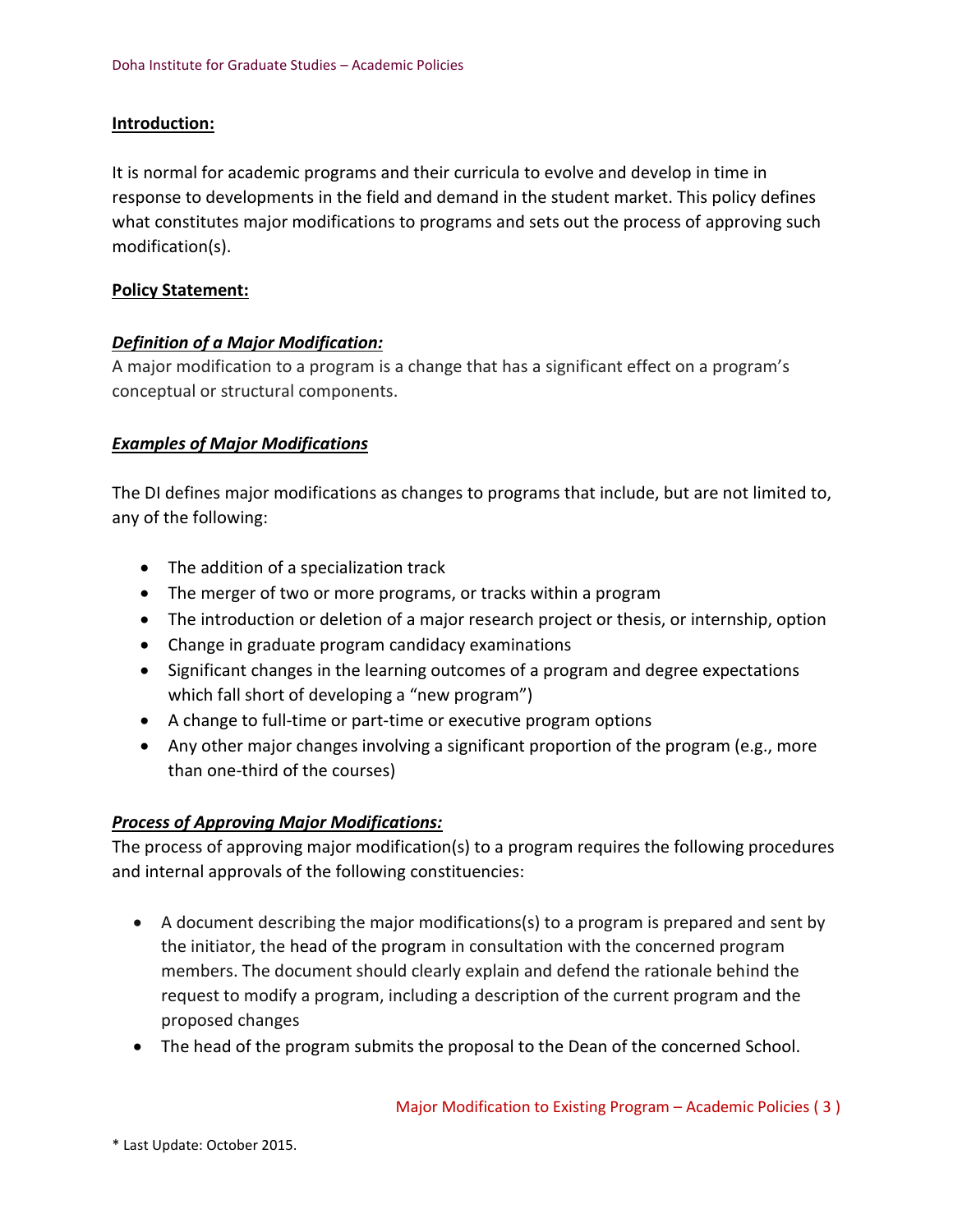**Introduction:**

It is normal for academic programs and their curricula to evolve and develop in time in response to developments in the field and demand in the student market. This policy defines what constitutes major modifications to programs and sets out the process of approving such modification(s).

**Policy Statement:**

***Definition of a Major Modification:***

A major modification to a program is a change that has a significant effect on a program's conceptual or structural components.

***Examples of Major Modifications***

The DI defines major modifications as changes to programs that include, but are not limited to, any of the following:

- The addition of a specialization track
- The merger of two or more programs, or tracks within a program
- The introduction or deletion of a major research project or thesis, or internship, option
- Change in graduate program candidacy examinations
- Significant changes in the learning outcomes of a program and degree expectations which fall short of developing a "new program")
- A change to full-time or part-time or executive program options
- Any other major changes involving a significant proportion of the program (e.g., more than one-third of the courses)

***Process of Approving Major Modifications:***

The process of approving major modification(s) to a program requires the following procedures and internal approvals of the following constituencies:

- A document describing the major modifications(s) to a program is prepared and sent by the initiator, the head of the program in consultation with the concerned program members. The document should clearly explain and defend the rationale behind the request to modify a program, including a description of the current program and the proposed changes
- The head of the program submits the proposal to the Dean of the concerned School.

\* Last Update: October 2015.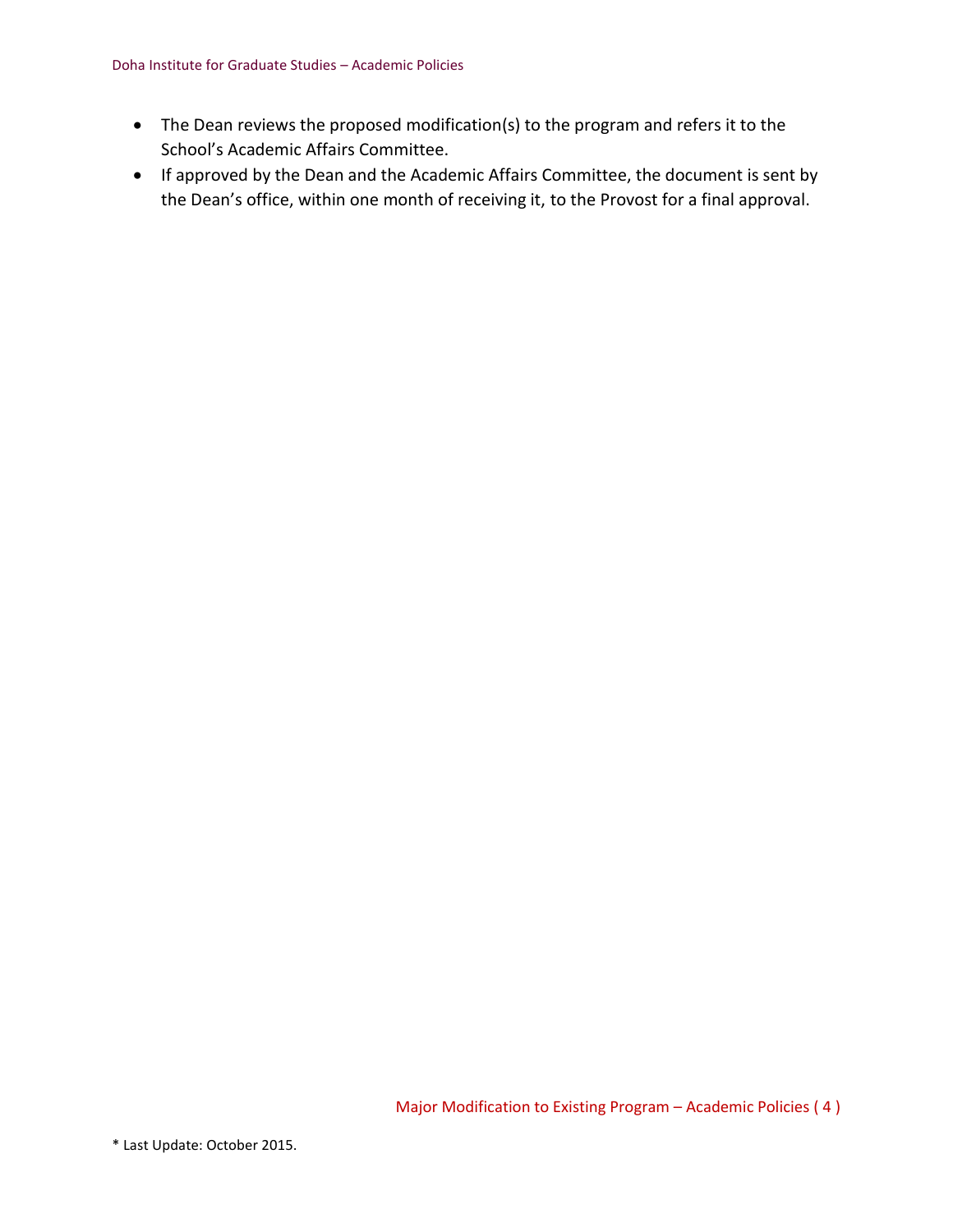- The Dean reviews the proposed modification(s) to the program and refers it to the School's Academic Affairs Committee.
- If approved by the Dean and the Academic Affairs Committee, the document is sent by the Dean's office, within one month of receiving it, to the Provost for a final approval.

* Last Update: October 2015.